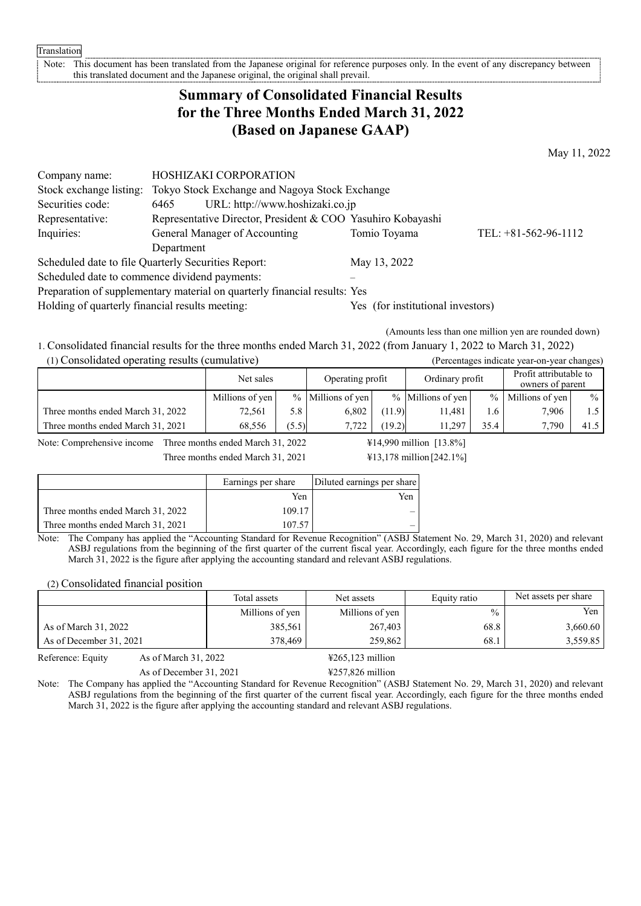Translation

Note: This document has been translated from the Japanese original for reference purposes only. In the event of any discrepancy between this translated document and the Japanese original, the original shall prevail.

# Summary of Consolidated Financial Results for the Three Months Ended March 31, 2022 (Based on Japanese GAAP)

May 11, 2022

| | | | |
|---|---|---|---|
| Company name: | HOSHIZAKI CORPORATION | | |
| Stock exchange listing: | Tokyo Stock Exchange and Nagoya Stock Exchange | | |
| Securities code: | 6465 URL: http://www.hoshizaki.co.jp | | |
| Representative: | Representative Director, President & COO | Yasuhiro Kobayashi | |
| Inquiries: | General Manager of Accounting Department | Tomio Toyama | TEL: +81-562-96-1112 |

Scheduled date to file Quarterly Securities Report: May 13, 2022

Scheduled date to commence dividend payments: –

Preparation of supplementary material on quarterly financial results: Yes

Holding of quarterly financial results meeting: Yes (for institutional investors)

(Amounts less than one million yen are rounded down)

1. Consolidated financial results for the three months ended March 31, 2022 (from January 1, 2022 to March 31, 2022)

(1) Consolidated operating results (cumulative) (Percentages indicate year-on-year changes)

| | Net sales | | Operating profit | | Ordinary profit | | Profit attributable to owners of parent | |
|---|---|---|---|---|---|---|---|---|
| | Millions of yen | % | Millions of yen | % | Millions of yen | % | Millions of yen | % |
| Three months ended March 31, 2022 | 72,561 | 5.8 | 6,802 | (11.9) | 11,481 | 1.6 | 7,906 | 1.5 |
| Three months ended March 31, 2021 | 68,556 | (5.5) | 7,722 | (19.2) | 11,297 | 35.4 | 7,790 | 41.5 |

Note: Comprehensive income Three months ended March 31, 2022 ¥14,990 million [13.8%]
Three months ended March 31, 2021 ¥13,178 million [242.1%]

| | Earnings per share | Diluted earnings per share |
|---|---|---|
| | Yen | Yen |
| Three months ended March 31, 2022 | 109.17 | – |
| Three months ended March 31, 2021 | 107.57 | – |

Note: The Company has applied the "Accounting Standard for Revenue Recognition" (ASBJ Statement No. 29, March 31, 2020) and relevant ASBJ regulations from the beginning of the first quarter of the current fiscal year. Accordingly, each figure for the three months ended March 31, 2022 is the figure after applying the accounting standard and relevant ASBJ regulations.

(2) Consolidated financial position

| | Total assets | Net assets | Equity ratio | Net assets per share |
|---|---|---|---|---|
| | Millions of yen | Millions of yen | % | Yen |
| As of March 31, 2022 | 385,561 | 267,403 | 68.8 | 3,660.60 |
| As of December 31, 2021 | 378,469 | 259,862 | 68.1 | 3,559.85 |

Reference: Equity As of March 31, 2022 ¥265,123 million
As of December 31, 2021 ¥257,826 million

Note: The Company has applied the "Accounting Standard for Revenue Recognition" (ASBJ Statement No. 29, March 31, 2020) and relevant ASBJ regulations from the beginning of the first quarter of the current fiscal year. Accordingly, each figure for the three months ended March 31, 2022 is the figure after applying the accounting standard and relevant ASBJ regulations.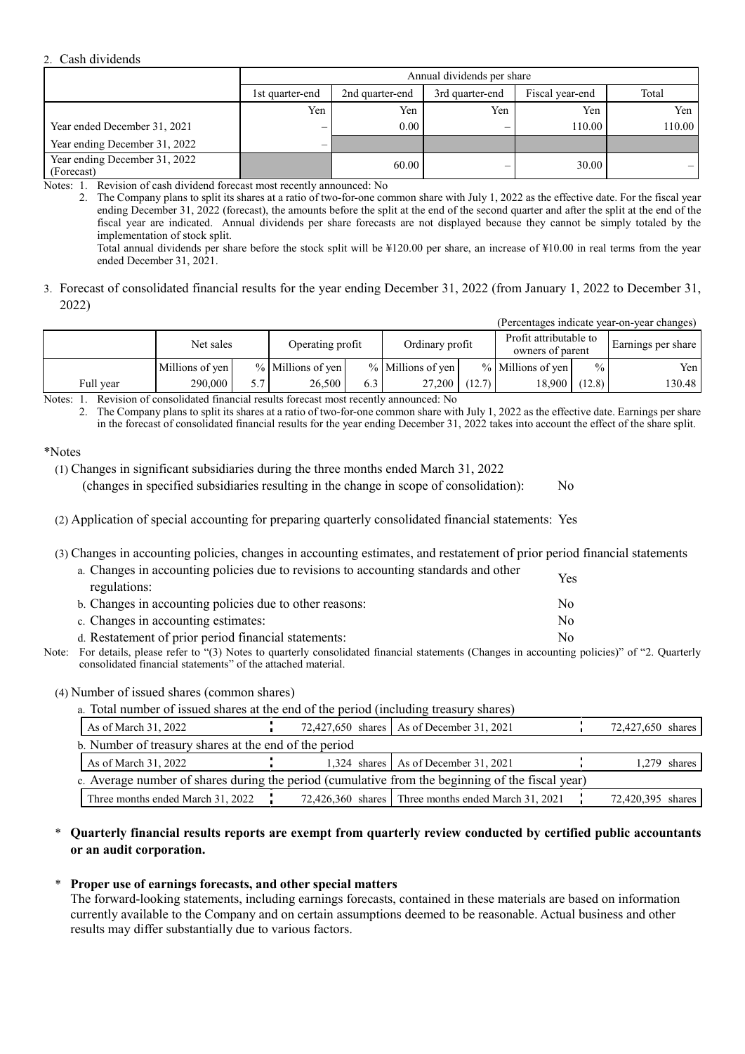2. Cash dividends

| | Annual dividends per share | | | | |
|---|---|---|---|---|---|
| | 1st quarter-end | 2nd quarter-end | 3rd quarter-end | Fiscal year-end | Total |
| | Yen | Yen | Yen | Yen | Yen |
| Year ended December 31, 2021 | – | 0.00 | – | 110.00 | 110.00 |
| Year ending December 31, 2022 | – | | | | |
| Year ending December 31, 2022 (Forecast) | | 60.00 | – | 30.00 | – |

Notes: 1. Revision of cash dividend forecast most recently announced: No

2. The Company plans to split its shares at a ratio of two-for-one common share with July 1, 2022 as the effective date. For the fiscal year ending December 31, 2022 (forecast), the amounts before the split at the end of the second quarter and after the split at the end of the fiscal year are indicated. Annual dividends per share forecasts are not displayed because they cannot be simply totaled by the implementation of stock split.

Total annual dividends per share before the stock split will be ¥120.00 per share, an increase of ¥10.00 in real terms from the year ended December 31, 2021.

3. Forecast of consolidated financial results for the year ending December 31, 2022 (from January 1, 2022 to December 31, 2022)

(Percentages indicate year-on-year changes)

| | Net sales | | Operating profit | | Ordinary profit | | Profit attributable to owners of parent | | Earnings per share |
|---|---|---|---|---|---|---|---|---|---|
| | Millions of yen | % | Millions of yen | % | Millions of yen | % | Millions of yen | % | Yen |
| Full year | 290,000 | 5.7 | 26,500 | 6.3 | 27,200 | (12.7) | 18,900 | (12.8) | 130.48 |

Notes: 1. Revision of consolidated financial results forecast most recently announced: No

2. The Company plans to split its shares at a ratio of two-for-one common share with July 1, 2022 as the effective date. Earnings per share in the forecast of consolidated financial results for the year ending December 31, 2022 takes into account the effect of the share split.

*Notes

(1) Changes in significant subsidiaries during the three months ended March 31, 2022
(changes in specified subsidiaries resulting in the change in scope of consolidation): No

(2) Application of special accounting for preparing quarterly consolidated financial statements: Yes

(3) Changes in accounting policies, changes in accounting estimates, and restatement of prior period financial statements

a. Changes in accounting policies due to revisions to accounting standards and other regulations: Yes

b. Changes in accounting policies due to other reasons: No

c. Changes in accounting estimates: No

d. Restatement of prior period financial statements: No

Note: For details, please refer to "(3) Notes to quarterly consolidated financial statements (Changes in accounting policies)" of "2. Quarterly consolidated financial statements" of the attached material.

(4) Number of issued shares (common shares)

a. Total number of issued shares at the end of the period (including treasury shares)

| | | | |
|---|---|---|---|
| As of March 31, 2022 | 72,427,650 shares | As of December 31, 2021 | 72,427,650 shares |

b. Number of treasury shares at the end of the period

| | | | |
|---|---|---|---|
| As of March 31, 2022 | 1,324 shares | As of December 31, 2021 | 1,279 shares |

c. Average number of shares during the period (cumulative from the beginning of the fiscal year)

| | | | |
|---|---|---|---|
| Three months ended March 31, 2022 | 72,426,360 shares | Three months ended March 31, 2021 | 72,420,395 shares |

\* **Quarterly financial results reports are exempt from quarterly review conducted by certified public accountants or an audit corporation.**

\* **Proper use of earnings forecasts, and other special matters**

The forward-looking statements, including earnings forecasts, contained in these materials are based on information currently available to the Company and on certain assumptions deemed to be reasonable. Actual business and other results may differ substantially due to various factors.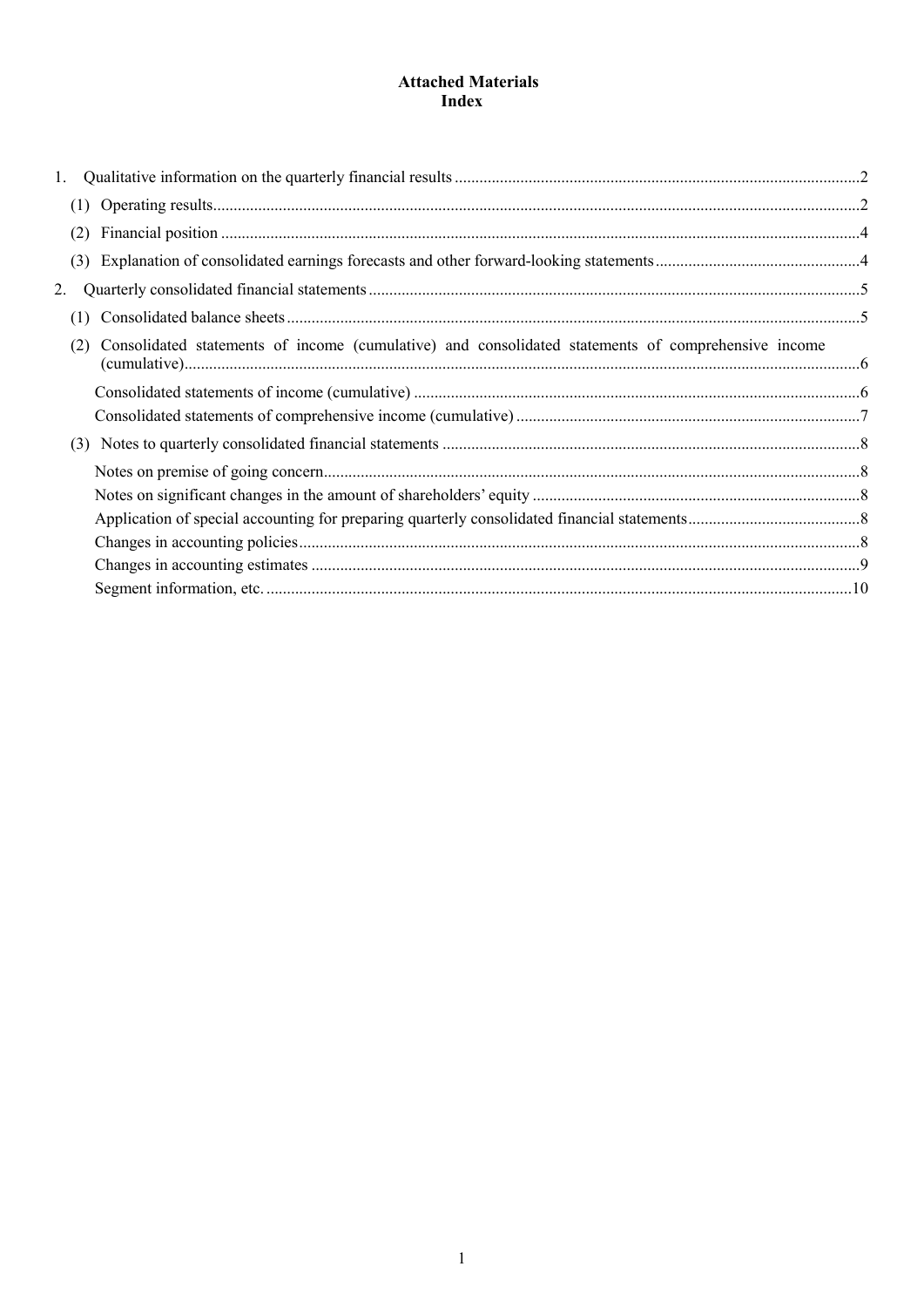# Attached Materials
## Index

1. Qualitative information on the quarterly financial results .....2
   (1) Operating results .....2
   (2) Financial position .....4
   (3) Explanation of consolidated earnings forecasts and other forward-looking statements .....4
2. Quarterly consolidated financial statements .....5
   (1) Consolidated balance sheets .....5
   (2) Consolidated statements of income (cumulative) and consolidated statements of comprehensive income (cumulative) .....6
   - Consolidated statements of income (cumulative) .....6
   - Consolidated statements of comprehensive income (cumulative) .....7

   (3) Notes to quarterly consolidated financial statements .....8
   - Notes on premise of going concern .....8
   - Notes on significant changes in the amount of shareholders' equity .....8
   - Application of special accounting for preparing quarterly consolidated financial statements .....8
   - Changes in accounting policies .....8
   - Changes in accounting estimates .....9
   - Segment information, etc. .....10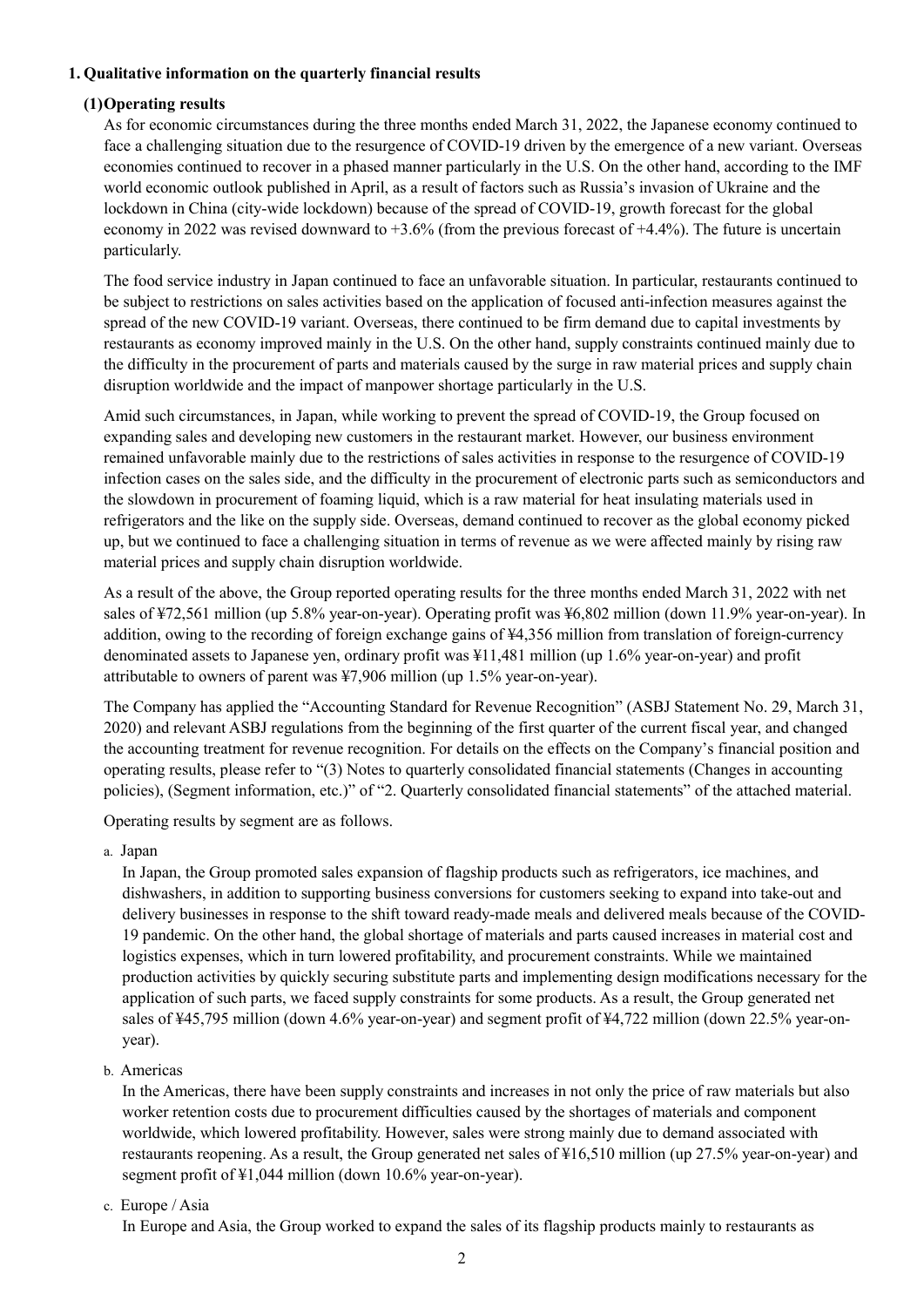## 1. Qualitative information on the quarterly financial results

### (1) Operating results

As for economic circumstances during the three months ended March 31, 2022, the Japanese economy continued to face a challenging situation due to the resurgence of COVID-19 driven by the emergence of a new variant. Overseas economies continued to recover in a phased manner particularly in the U.S. On the other hand, according to the IMF world economic outlook published in April, as a result of factors such as Russia's invasion of Ukraine and the lockdown in China (city-wide lockdown) because of the spread of COVID-19, growth forecast for the global economy in 2022 was revised downward to +3.6% (from the previous forecast of +4.4%). The future is uncertain particularly.

The food service industry in Japan continued to face an unfavorable situation. In particular, restaurants continued to be subject to restrictions on sales activities based on the application of focused anti-infection measures against the spread of the new COVID-19 variant. Overseas, there continued to be firm demand due to capital investments by restaurants as economy improved mainly in the U.S. On the other hand, supply constraints continued mainly due to the difficulty in the procurement of parts and materials caused by the surge in raw material prices and supply chain disruption worldwide and the impact of manpower shortage particularly in the U.S.

Amid such circumstances, in Japan, while working to prevent the spread of COVID-19, the Group focused on expanding sales and developing new customers in the restaurant market. However, our business environment remained unfavorable mainly due to the restrictions of sales activities in response to the resurgence of COVID-19 infection cases on the sales side, and the difficulty in the procurement of electronic parts such as semiconductors and the slowdown in procurement of foaming liquid, which is a raw material for heat insulating materials used in refrigerators and the like on the supply side. Overseas, demand continued to recover as the global economy picked up, but we continued to face a challenging situation in terms of revenue as we were affected mainly by rising raw material prices and supply chain disruption worldwide.

As a result of the above, the Group reported operating results for the three months ended March 31, 2022 with net sales of ¥72,561 million (up 5.8% year-on-year). Operating profit was ¥6,802 million (down 11.9% year-on-year). In addition, owing to the recording of foreign exchange gains of ¥4,356 million from translation of foreign-currency denominated assets to Japanese yen, ordinary profit was ¥11,481 million (up 1.6% year-on-year) and profit attributable to owners of parent was ¥7,906 million (up 1.5% year-on-year).

The Company has applied the "Accounting Standard for Revenue Recognition" (ASBJ Statement No. 29, March 31, 2020) and relevant ASBJ regulations from the beginning of the first quarter of the current fiscal year, and changed the accounting treatment for revenue recognition. For details on the effects on the Company's financial position and operating results, please refer to "(3) Notes to quarterly consolidated financial statements (Changes in accounting policies), (Segment information, etc.)" of "2. Quarterly consolidated financial statements" of the attached material.

Operating results by segment are as follows.

a. Japan

In Japan, the Group promoted sales expansion of flagship products such as refrigerators, ice machines, and dishwashers, in addition to supporting business conversions for customers seeking to expand into take-out and delivery businesses in response to the shift toward ready-made meals and delivered meals because of the COVID-19 pandemic. On the other hand, the global shortage of materials and parts caused increases in material cost and logistics expenses, which in turn lowered profitability, and procurement constraints. While we maintained production activities by quickly securing substitute parts and implementing design modifications necessary for the application of such parts, we faced supply constraints for some products. As a result, the Group generated net sales of ¥45,795 million (down 4.6% year-on-year) and segment profit of ¥4,722 million (down 22.5% year-on-year).

b. Americas

In the Americas, there have been supply constraints and increases in not only the price of raw materials but also worker retention costs due to procurement difficulties caused by the shortages of materials and component worldwide, which lowered profitability. However, sales were strong mainly due to demand associated with restaurants reopening. As a result, the Group generated net sales of ¥16,510 million (up 27.5% year-on-year) and segment profit of ¥1,044 million (down 10.6% year-on-year).

c. Europe / Asia

In Europe and Asia, the Group worked to expand the sales of its flagship products mainly to restaurants as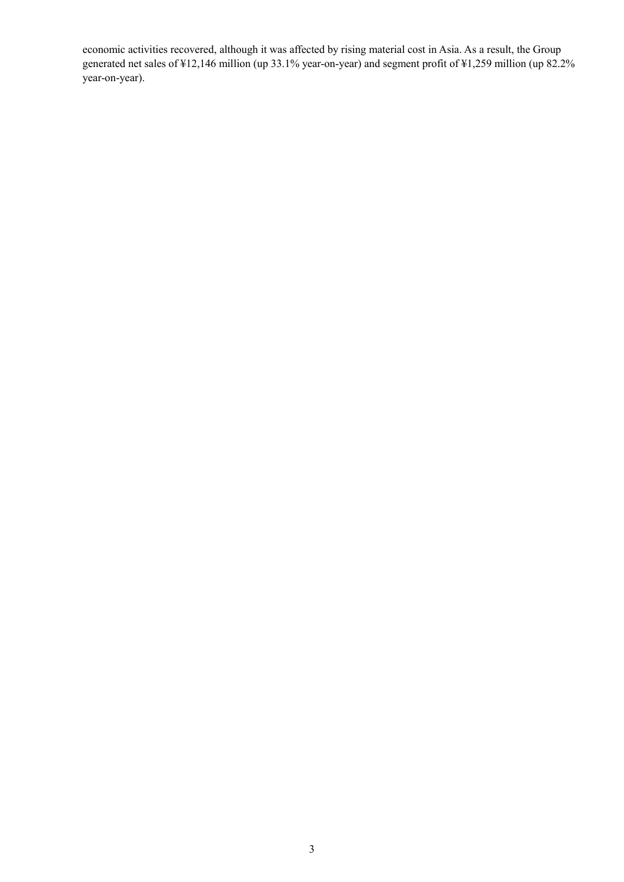economic activities recovered, although it was affected by rising material cost in Asia. As a result, the Group generated net sales of ¥12,146 million (up 33.1% year-on-year) and segment profit of ¥1,259 million (up 82.2% year-on-year).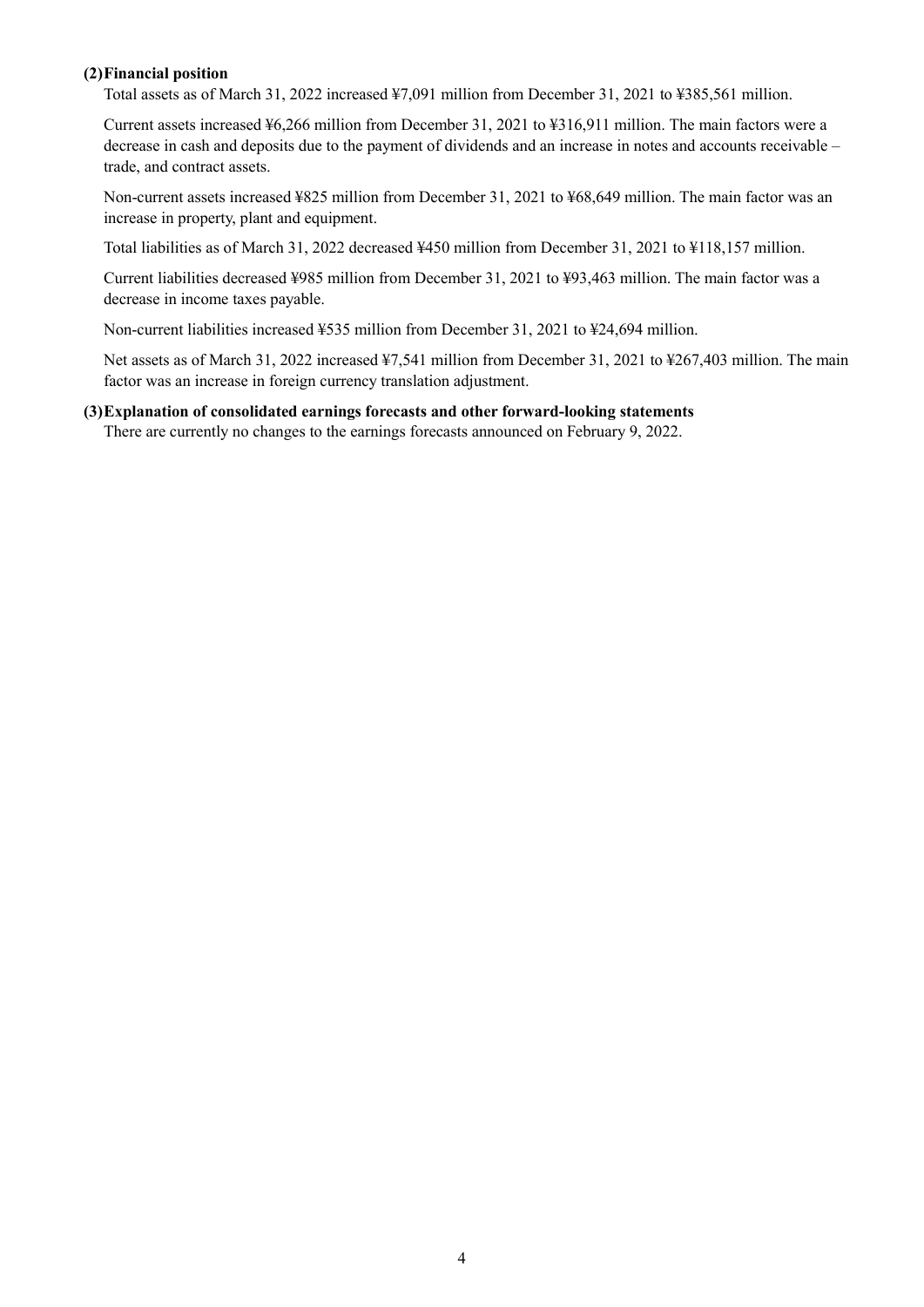### (2) Financial position

Total assets as of March 31, 2022 increased ¥7,091 million from December 31, 2021 to ¥385,561 million.

Current assets increased ¥6,266 million from December 31, 2021 to ¥316,911 million. The main factors were a decrease in cash and deposits due to the payment of dividends and an increase in notes and accounts receivable – trade, and contract assets.

Non-current assets increased ¥825 million from December 31, 2021 to ¥68,649 million. The main factor was an increase in property, plant and equipment.

Total liabilities as of March 31, 2022 decreased ¥450 million from December 31, 2021 to ¥118,157 million.

Current liabilities decreased ¥985 million from December 31, 2021 to ¥93,463 million. The main factor was a decrease in income taxes payable.

Non-current liabilities increased ¥535 million from December 31, 2021 to ¥24,694 million.

Net assets as of March 31, 2022 increased ¥7,541 million from December 31, 2021 to ¥267,403 million. The main factor was an increase in foreign currency translation adjustment.

### (3) Explanation of consolidated earnings forecasts and other forward-looking statements

There are currently no changes to the earnings forecasts announced on February 9, 2022.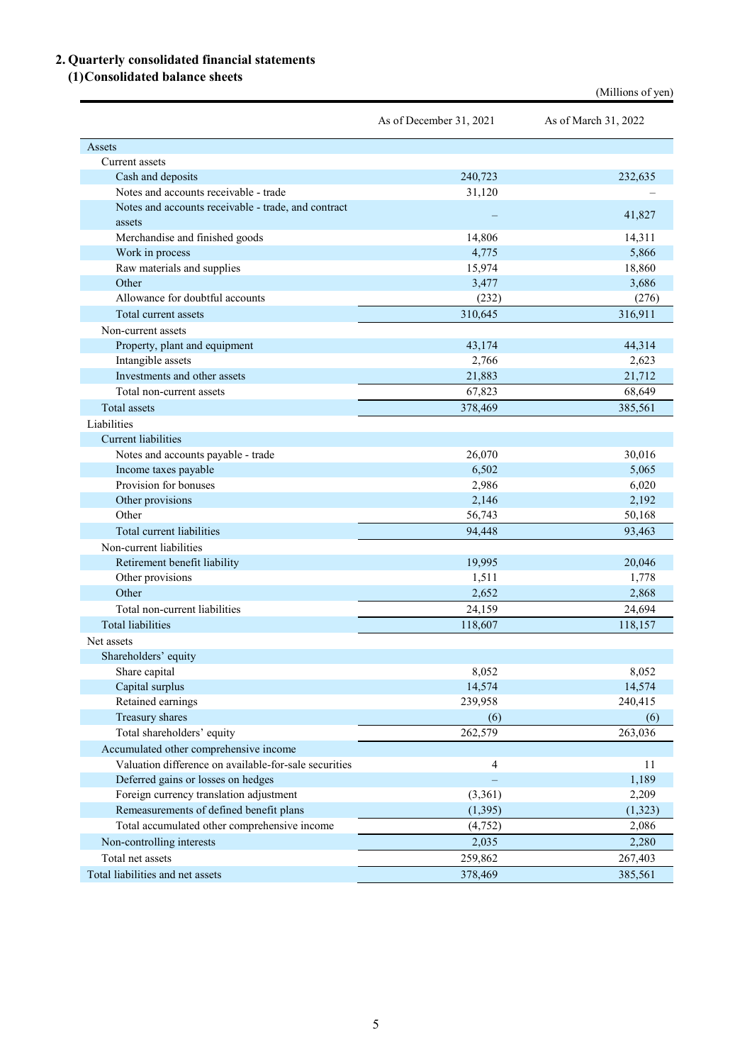## 2. Quarterly consolidated financial statements

### (1) Consolidated balance sheets

(Millions of yen)

| | As of December 31, 2021 | As of March 31, 2022 |
|---|---|---|
| Assets | | |
| Current assets | | |
| Cash and deposits | 240,723 | 232,635 |
| Notes and accounts receivable - trade | 31,120 | – |
| Notes and accounts receivable - trade, and contract assets | – | 41,827 |
| Merchandise and finished goods | 14,806 | 14,311 |
| Work in process | 4,775 | 5,866 |
| Raw materials and supplies | 15,974 | 18,860 |
| Other | 3,477 | 3,686 |
| Allowance for doubtful accounts | (232) | (276) |
| Total current assets | 310,645 | 316,911 |
| Non-current assets | | |
| Property, plant and equipment | 43,174 | 44,314 |
| Intangible assets | 2,766 | 2,623 |
| Investments and other assets | 21,883 | 21,712 |
| Total non-current assets | 67,823 | 68,649 |
| Total assets | 378,469 | 385,561 |
| Liabilities | | |
| Current liabilities | | |
| Notes and accounts payable - trade | 26,070 | 30,016 |
| Income taxes payable | 6,502 | 5,065 |
| Provision for bonuses | 2,986 | 6,020 |
| Other provisions | 2,146 | 2,192 |
| Other | 56,743 | 50,168 |
| Total current liabilities | 94,448 | 93,463 |
| Non-current liabilities | | |
| Retirement benefit liability | 19,995 | 20,046 |
| Other provisions | 1,511 | 1,778 |
| Other | 2,652 | 2,868 |
| Total non-current liabilities | 24,159 | 24,694 |
| Total liabilities | 118,607 | 118,157 |
| Net assets | | |
| Shareholders' equity | | |
| Share capital | 8,052 | 8,052 |
| Capital surplus | 14,574 | 14,574 |
| Retained earnings | 239,958 | 240,415 |
| Treasury shares | (6) | (6) |
| Total shareholders' equity | 262,579 | 263,036 |
| Accumulated other comprehensive income | | |
| Valuation difference on available-for-sale securities | 4 | 11 |
| Deferred gains or losses on hedges | – | 1,189 |
| Foreign currency translation adjustment | (3,361) | 2,209 |
| Remeasurements of defined benefit plans | (1,395) | (1,323) |
| Total accumulated other comprehensive income | (4,752) | 2,086 |
| Non-controlling interests | 2,035 | 2,280 |
| Total net assets | 259,862 | 267,403 |
| Total liabilities and net assets | 378,469 | 385,561 |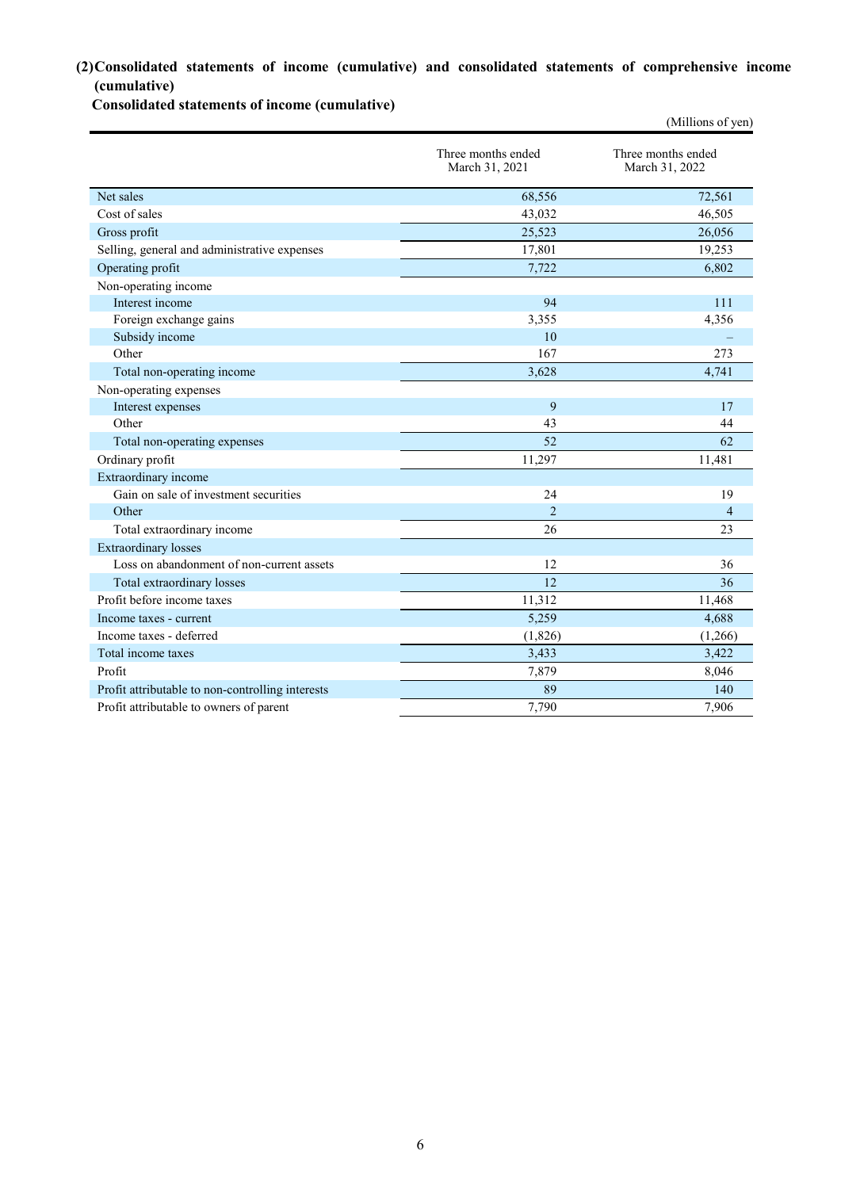## (2) Consolidated statements of income (cumulative) and consolidated statements of comprehensive income (cumulative)

### Consolidated statements of income (cumulative)

(Millions of yen)

| | Three months ended March 31, 2021 | Three months ended March 31, 2022 |
|---|---|---|
| Net sales | 68,556 | 72,561 |
| Cost of sales | 43,032 | 46,505 |
| Gross profit | 25,523 | 26,056 |
| Selling, general and administrative expenses | 17,801 | 19,253 |
| Operating profit | 7,722 | 6,802 |
| Non-operating income | | |
| Interest income | 94 | 111 |
| Foreign exchange gains | 3,355 | 4,356 |
| Subsidy income | 10 | – |
| Other | 167 | 273 |
| Total non-operating income | 3,628 | 4,741 |
| Non-operating expenses | | |
| Interest expenses | 9 | 17 |
| Other | 43 | 44 |
| Total non-operating expenses | 52 | 62 |
| Ordinary profit | 11,297 | 11,481 |
| Extraordinary income | | |
| Gain on sale of investment securities | 24 | 19 |
| Other | 2 | 4 |
| Total extraordinary income | 26 | 23 |
| Extraordinary losses | | |
| Loss on abandonment of non-current assets | 12 | 36 |
| Total extraordinary losses | 12 | 36 |
| Profit before income taxes | 11,312 | 11,468 |
| Income taxes - current | 5,259 | 4,688 |
| Income taxes - deferred | (1,826) | (1,266) |
| Total income taxes | 3,433 | 3,422 |
| Profit | 7,879 | 8,046 |
| Profit attributable to non-controlling interests | 89 | 140 |
| Profit attributable to owners of parent | 7,790 | 7,906 |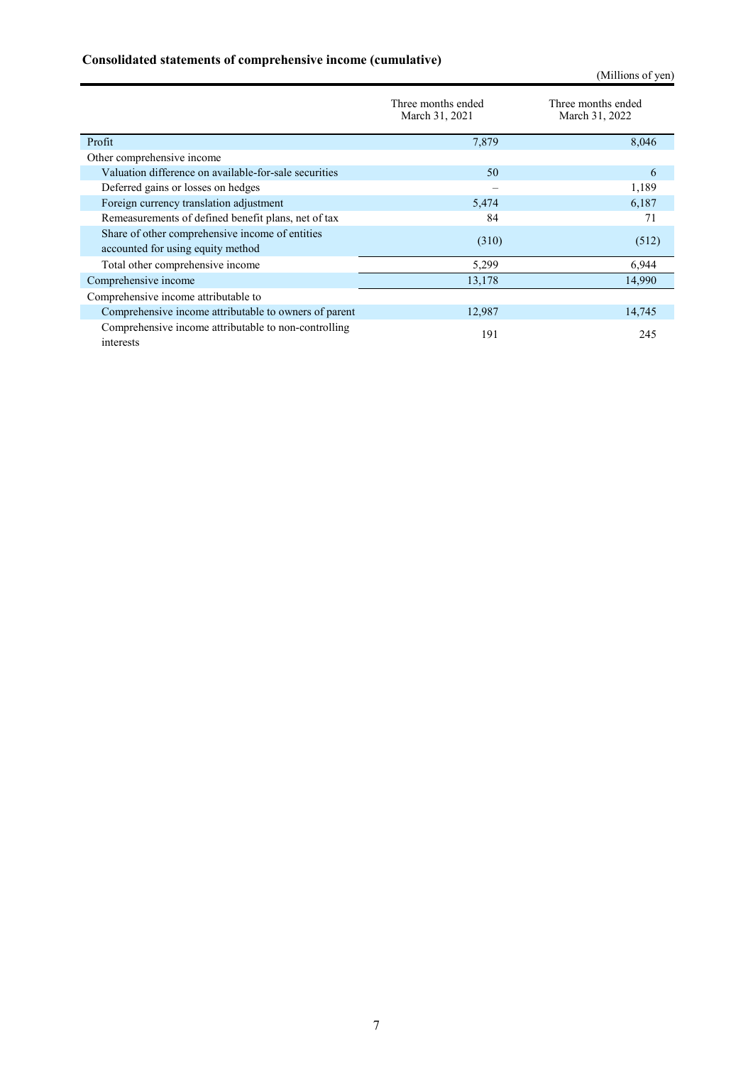**Consolidated statements of comprehensive income (cumulative)**

(Millions of yen)

| | Three months ended March 31, 2021 | Three months ended March 31, 2022 |
|---|---|---|
| Profit | 7,879 | 8,046 |
| Other comprehensive income | | |
| Valuation difference on available-for-sale securities | 50 | 6 |
| Deferred gains or losses on hedges | – | 1,189 |
| Foreign currency translation adjustment | 5,474 | 6,187 |
| Remeasurements of defined benefit plans, net of tax | 84 | 71 |
| Share of other comprehensive income of entities accounted for using equity method | (310) | (512) |
| Total other comprehensive income | 5,299 | 6,944 |
| Comprehensive income | 13,178 | 14,990 |
| Comprehensive income attributable to | | |
| Comprehensive income attributable to owners of parent | 12,987 | 14,745 |
| Comprehensive income attributable to non-controlling interests | 191 | 245 |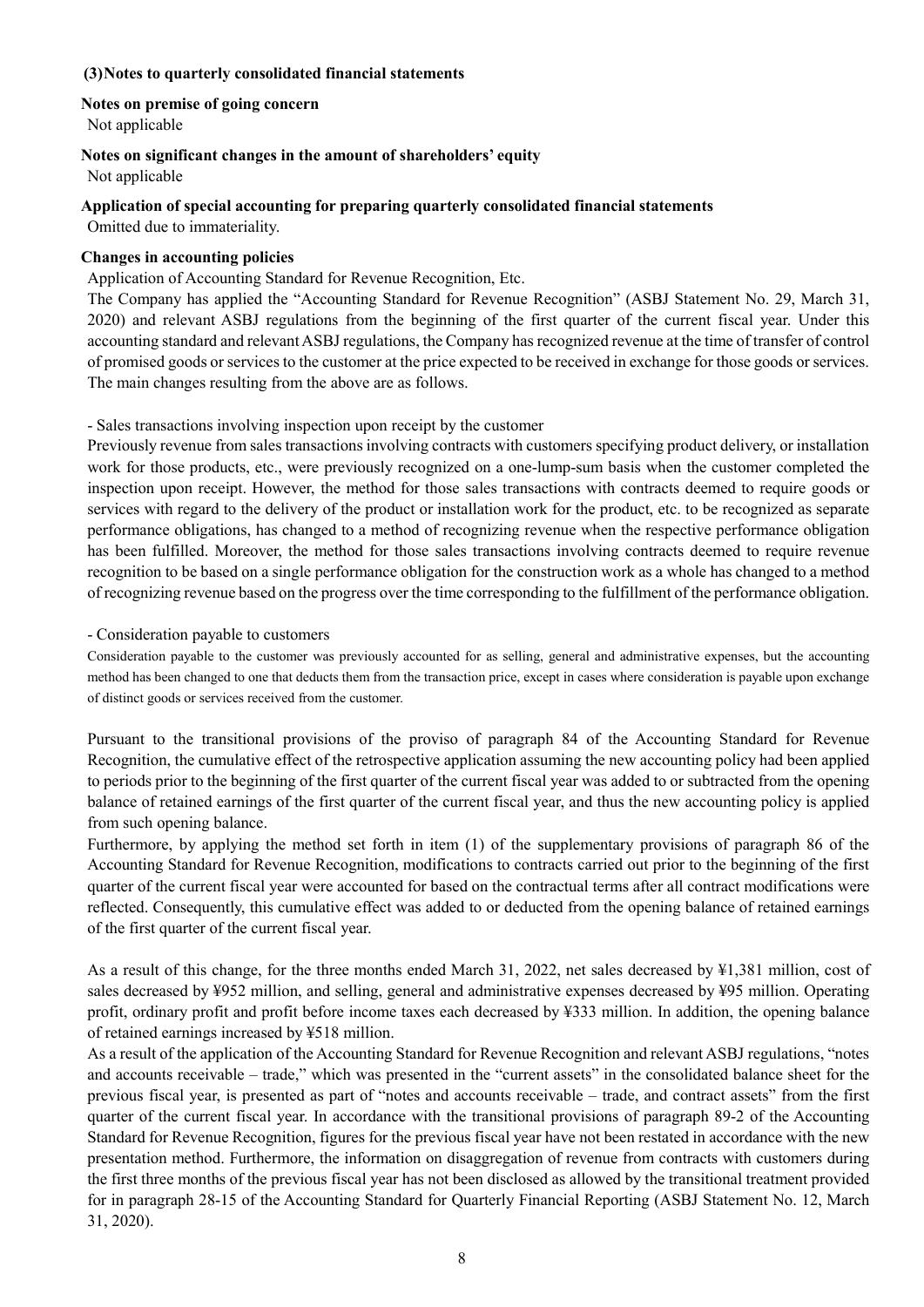## (3) Notes to quarterly consolidated financial statements

**Notes on premise of going concern**

Not applicable

**Notes on significant changes in the amount of shareholders' equity**

Not applicable

**Application of special accounting for preparing quarterly consolidated financial statements**

Omitted due to immateriality.

**Changes in accounting policies**

Application of Accounting Standard for Revenue Recognition, Etc.

The Company has applied the "Accounting Standard for Revenue Recognition" (ASBJ Statement No. 29, March 31, 2020) and relevant ASBJ regulations from the beginning of the first quarter of the current fiscal year. Under this accounting standard and relevant ASBJ regulations, the Company has recognized revenue at the time of transfer of control of promised goods or services to the customer at the price expected to be received in exchange for those goods or services. The main changes resulting from the above are as follows.

- Sales transactions involving inspection upon receipt by the customer

Previously revenue from sales transactions involving contracts with customers specifying product delivery, or installation work for those products, etc., were previously recognized on a one-lump-sum basis when the customer completed the inspection upon receipt. However, the method for those sales transactions with contracts deemed to require goods or services with regard to the delivery of the product or installation work for the product, etc. to be recognized as separate performance obligations, has changed to a method of recognizing revenue when the respective performance obligation has been fulfilled. Moreover, the method for those sales transactions involving contracts deemed to require revenue recognition to be based on a single performance obligation for the construction work as a whole has changed to a method of recognizing revenue based on the progress over the time corresponding to the fulfillment of the performance obligation.

- Consideration payable to customers

Consideration payable to the customer was previously accounted for as selling, general and administrative expenses, but the accounting method has been changed to one that deducts them from the transaction price, except in cases where consideration is payable upon exchange of distinct goods or services received from the customer.

Pursuant to the transitional provisions of the proviso of paragraph 84 of the Accounting Standard for Revenue Recognition, the cumulative effect of the retrospective application assuming the new accounting policy had been applied to periods prior to the beginning of the first quarter of the current fiscal year was added to or subtracted from the opening balance of retained earnings of the first quarter of the current fiscal year, and thus the new accounting policy is applied from such opening balance.

Furthermore, by applying the method set forth in item (1) of the supplementary provisions of paragraph 86 of the Accounting Standard for Revenue Recognition, modifications to contracts carried out prior to the beginning of the first quarter of the current fiscal year were accounted for based on the contractual terms after all contract modifications were reflected. Consequently, this cumulative effect was added to or deducted from the opening balance of retained earnings of the first quarter of the current fiscal year.

As a result of this change, for the three months ended March 31, 2022, net sales decreased by ¥1,381 million, cost of sales decreased by ¥952 million, and selling, general and administrative expenses decreased by ¥95 million. Operating profit, ordinary profit and profit before income taxes each decreased by ¥333 million. In addition, the opening balance of retained earnings increased by ¥518 million.

As a result of the application of the Accounting Standard for Revenue Recognition and relevant ASBJ regulations, "notes and accounts receivable – trade," which was presented in the "current assets" in the consolidated balance sheet for the previous fiscal year, is presented as part of "notes and accounts receivable – trade, and contract assets" from the first quarter of the current fiscal year. In accordance with the transitional provisions of paragraph 89-2 of the Accounting Standard for Revenue Recognition, figures for the previous fiscal year have not been restated in accordance with the new presentation method. Furthermore, the information on disaggregation of revenue from contracts with customers during the first three months of the previous fiscal year has not been disclosed as allowed by the transitional treatment provided for in paragraph 28-15 of the Accounting Standard for Quarterly Financial Reporting (ASBJ Statement No. 12, March 31, 2020).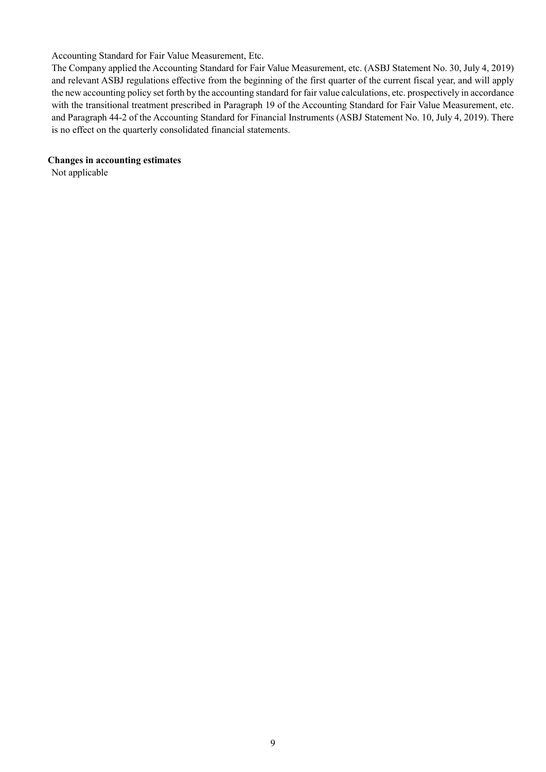Accounting Standard for Fair Value Measurement, Etc.

The Company applied the Accounting Standard for Fair Value Measurement, etc. (ASBJ Statement No. 30, July 4, 2019) and relevant ASBJ regulations effective from the beginning of the first quarter of the current fiscal year, and will apply the new accounting policy set forth by the accounting standard for fair value calculations, etc. prospectively in accordance with the transitional treatment prescribed in Paragraph 19 of the Accounting Standard for Fair Value Measurement, etc. and Paragraph 44-2 of the Accounting Standard for Financial Instruments (ASBJ Statement No. 10, July 4, 2019). There is no effect on the quarterly consolidated financial statements.

**Changes in accounting estimates**

Not applicable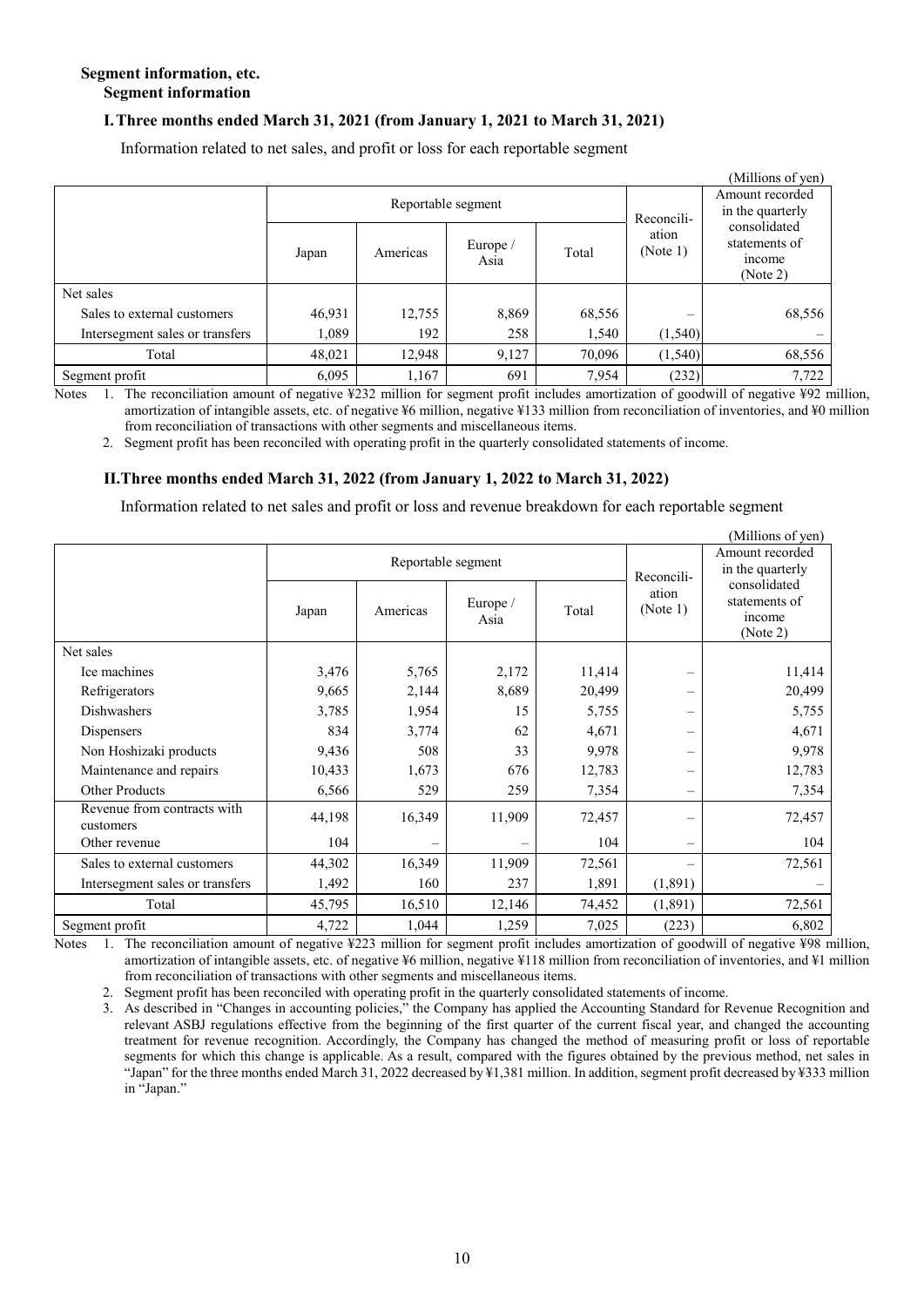## Segment information, etc.

### Segment information

#### I. Three months ended March 31, 2021 (from January 1, 2021 to March 31, 2021)

Information related to net sales, and profit or loss for each reportable segment

(Millions of yen)

| | Reportable segment | | | | Reconciliation (Note 1) | Amount recorded in the quarterly consolidated statements of income (Note 2) |
|---|---|---|---|---|---|---|
| | Japan | Americas | Europe / Asia | Total | | |
| Net sales | | | | | | |
| Sales to external customers | 46,931 | 12,755 | 8,869 | 68,556 | – | 68,556 |
| Intersegment sales or transfers | 1,089 | 192 | 258 | 1,540 | (1,540) | – |
| Total | 48,021 | 12,948 | 9,127 | 70,096 | (1,540) | 68,556 |
| Segment profit | 6,095 | 1,167 | 691 | 7,954 | (232) | 7,722 |

Notes 1. The reconciliation amount of negative ¥232 million for segment profit includes amortization of goodwill of negative ¥92 million, amortization of intangible assets, etc. of negative ¥6 million, negative ¥133 million from reconciliation of inventories, and ¥0 million from reconciliation of transactions with other segments and miscellaneous items.

2. Segment profit has been reconciled with operating profit in the quarterly consolidated statements of income.

#### II. Three months ended March 31, 2022 (from January 1, 2022 to March 31, 2022)

Information related to net sales and profit or loss and revenue breakdown for each reportable segment

(Millions of yen)

| | Reportable segment | | | | Reconciliation (Note 1) | Amount recorded in the quarterly consolidated statements of income (Note 2) |
|---|---|---|---|---|---|---|
| | Japan | Americas | Europe / Asia | Total | | |
| Net sales | | | | | | |
| Ice machines | 3,476 | 5,765 | 2,172 | 11,414 | – | 11,414 |
| Refrigerators | 9,665 | 2,144 | 8,689 | 20,499 | – | 20,499 |
| Dishwashers | 3,785 | 1,954 | 15 | 5,755 | – | 5,755 |
| Dispensers | 834 | 3,774 | 62 | 4,671 | – | 4,671 |
| Non Hoshizaki products | 9,436 | 508 | 33 | 9,978 | – | 9,978 |
| Maintenance and repairs | 10,433 | 1,673 | 676 | 12,783 | – | 12,783 |
| Other Products | 6,566 | 529 | 259 | 7,354 | – | 7,354 |
| Revenue from contracts with customers | 44,198 | 16,349 | 11,909 | 72,457 | – | 72,457 |
| Other revenue | 104 | – | – | 104 | – | 104 |
| Sales to external customers | 44,302 | 16,349 | 11,909 | 72,561 | – | 72,561 |
| Intersegment sales or transfers | 1,492 | 160 | 237 | 1,891 | (1,891) | – |
| Total | 45,795 | 16,510 | 12,146 | 74,452 | (1,891) | 72,561 |
| Segment profit | 4,722 | 1,044 | 1,259 | 7,025 | (223) | 6,802 |

Notes 1. The reconciliation amount of negative ¥223 million for segment profit includes amortization of goodwill of negative ¥98 million, amortization of intangible assets, etc. of negative ¥6 million, negative ¥118 million from reconciliation of inventories, and ¥1 million from reconciliation of transactions with other segments and miscellaneous items.

2. Segment profit has been reconciled with operating profit in the quarterly consolidated statements of income.

3. As described in "Changes in accounting policies," the Company has applied the Accounting Standard for Revenue Recognition and relevant ASBJ regulations effective from the beginning of the first quarter of the current fiscal year, and changed the accounting treatment for revenue recognition. Accordingly, the Company has changed the method of measuring profit or loss of reportable segments for which this change is applicable. As a result, compared with the figures obtained by the previous method, net sales in "Japan" for the three months ended March 31, 2022 decreased by ¥1,381 million. In addition, segment profit decreased by ¥333 million in "Japan."